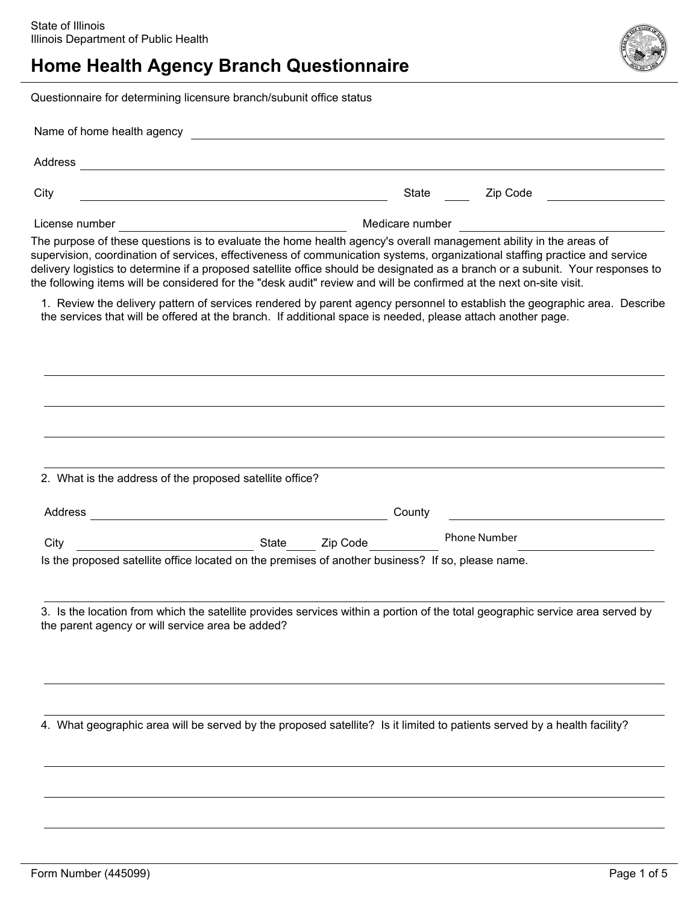State of Illinois
Illinois Department of Public Health

# Home Health Agency Branch Questionnaire

Questionnaire for determining licensure branch/subunit office status

Name of home health agency ____________________

Address ____________________

City ____________________ State ____ Zip Code ____________

License number ____________________ Medicare number ____________________

The purpose of these questions is to evaluate the home health agency's overall management ability in the areas of supervision, coordination of services, effectiveness of communication systems, organizational staffing practice and service delivery logistics to determine if a proposed satellite office should be designated as a branch or a subunit. Your responses to the following items will be considered for the "desk audit" review and will be confirmed at the next on-site visit.

1. Review the delivery pattern of services rendered by parent agency personnel to establish the geographic area. Describe the services that will be offered at the branch. If additional space is needed, please attach another page.

____________________

____________________

____________________

____________________

2. What is the address of the proposed satellite office?

Address ____________________ County ____________________

City ____________________ State ____ Zip Code ____________ Phone Number ____________________

Is the proposed satellite office located on the premises of another business? If so, please name.

____________________

3. Is the location from which the satellite provides services within a portion of the total geographic service area served by the parent agency or will service area be added?

____________________

____________________

4. What geographic area will be served by the proposed satellite? Is it limited to patients served by a health facility?

____________________

____________________

____________________

Form Number (445099)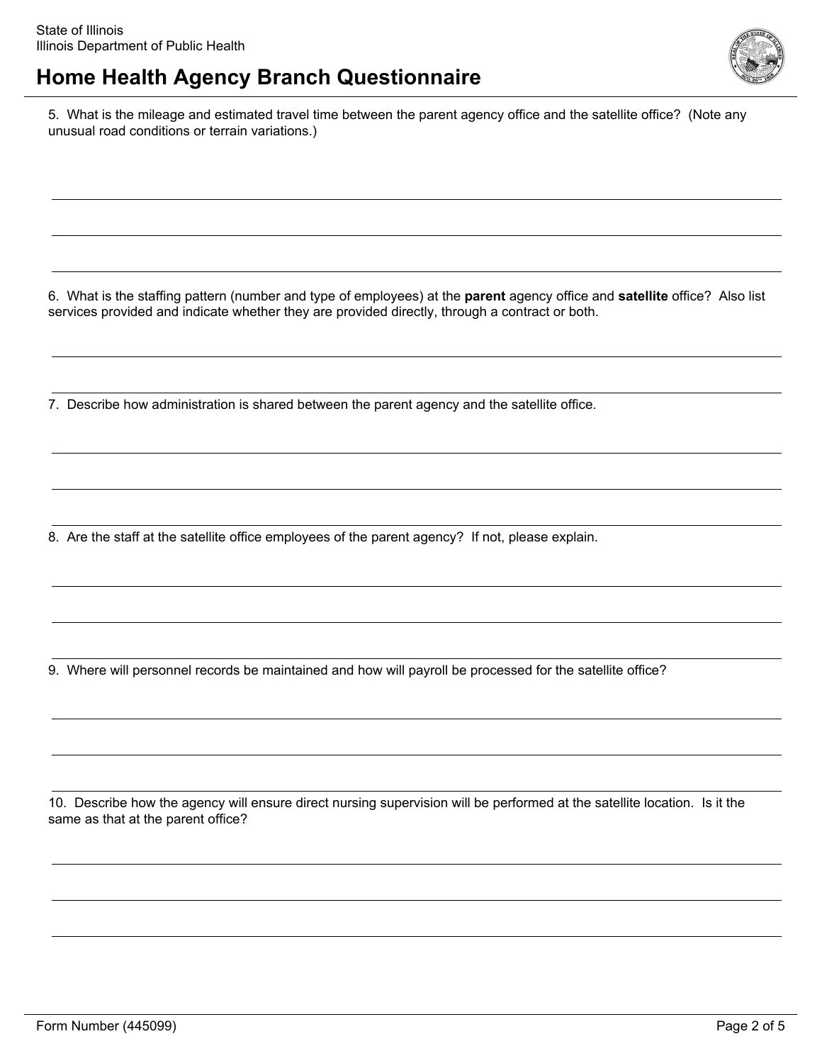State of Illinois
Illinois Department of Public Health

# Home Health Agency Branch Questionnaire

5. What is the mileage and estimated travel time between the parent agency office and the satellite office? (Note any unusual road conditions or terrain variations.)

6. What is the staffing pattern (number and type of employees) at the **parent** agency office and **satellite** office? Also list services provided and indicate whether they are provided directly, through a contract or both.

7. Describe how administration is shared between the parent agency and the satellite office.

8. Are the staff at the satellite office employees of the parent agency? If not, please explain.

9. Where will personnel records be maintained and how will payroll be processed for the satellite office?

10. Describe how the agency will ensure direct nursing supervision will be performed at the satellite location. Is it the same as that at the parent office?

Form Number (445099)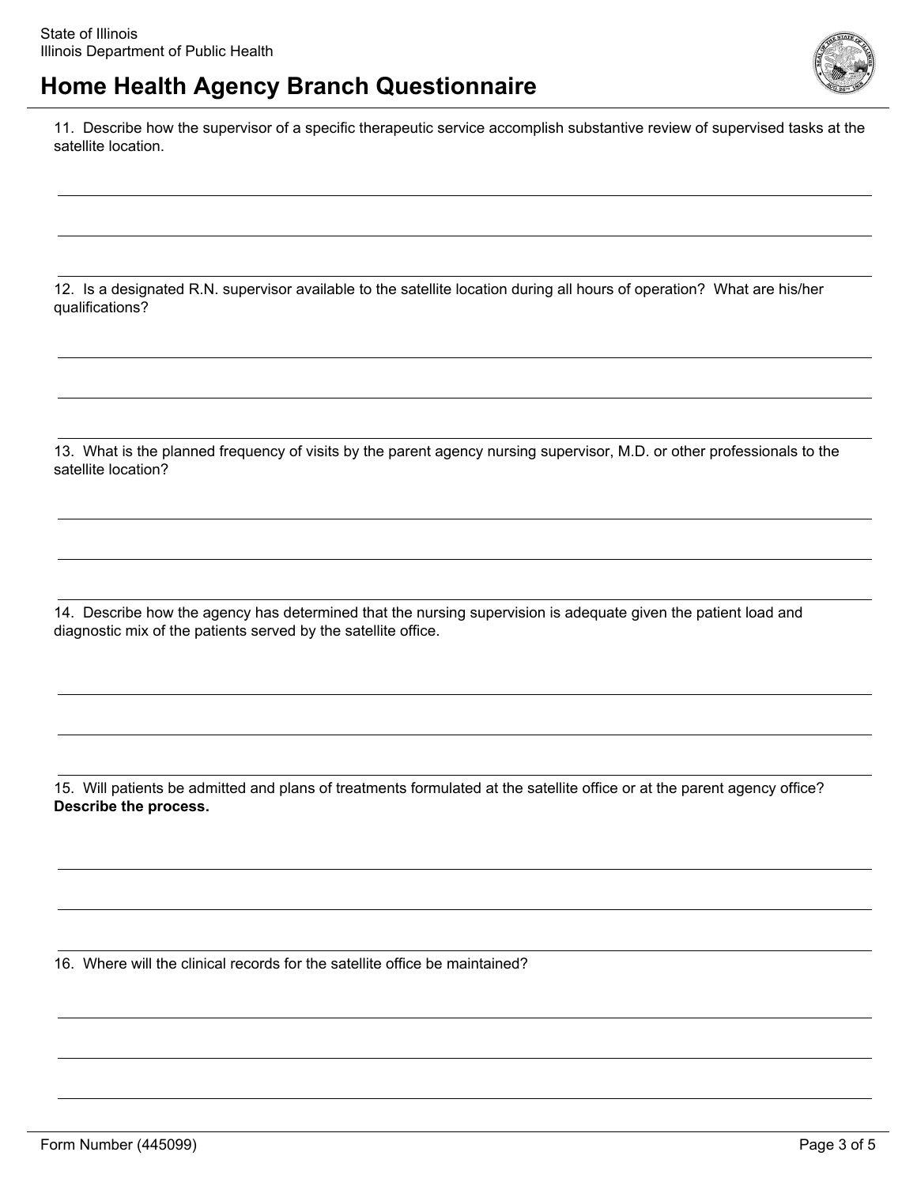11. Describe how the supervisor of a specific therapeutic service accomplish substantive review of supervised tasks at the satellite location.

12. Is a designated R.N. supervisor available to the satellite location during all hours of operation? What are his/her qualifications?

13. What is the planned frequency of visits by the parent agency nursing supervisor, M.D. or other professionals to the satellite location?

14. Describe how the agency has determined that the nursing supervision is adequate given the patient load and diagnostic mix of the patients served by the satellite office.

15. Will patients be admitted and plans of treatments formulated at the satellite office or at the parent agency office? **Describe the process.**

16. Where will the clinical records for the satellite office be maintained?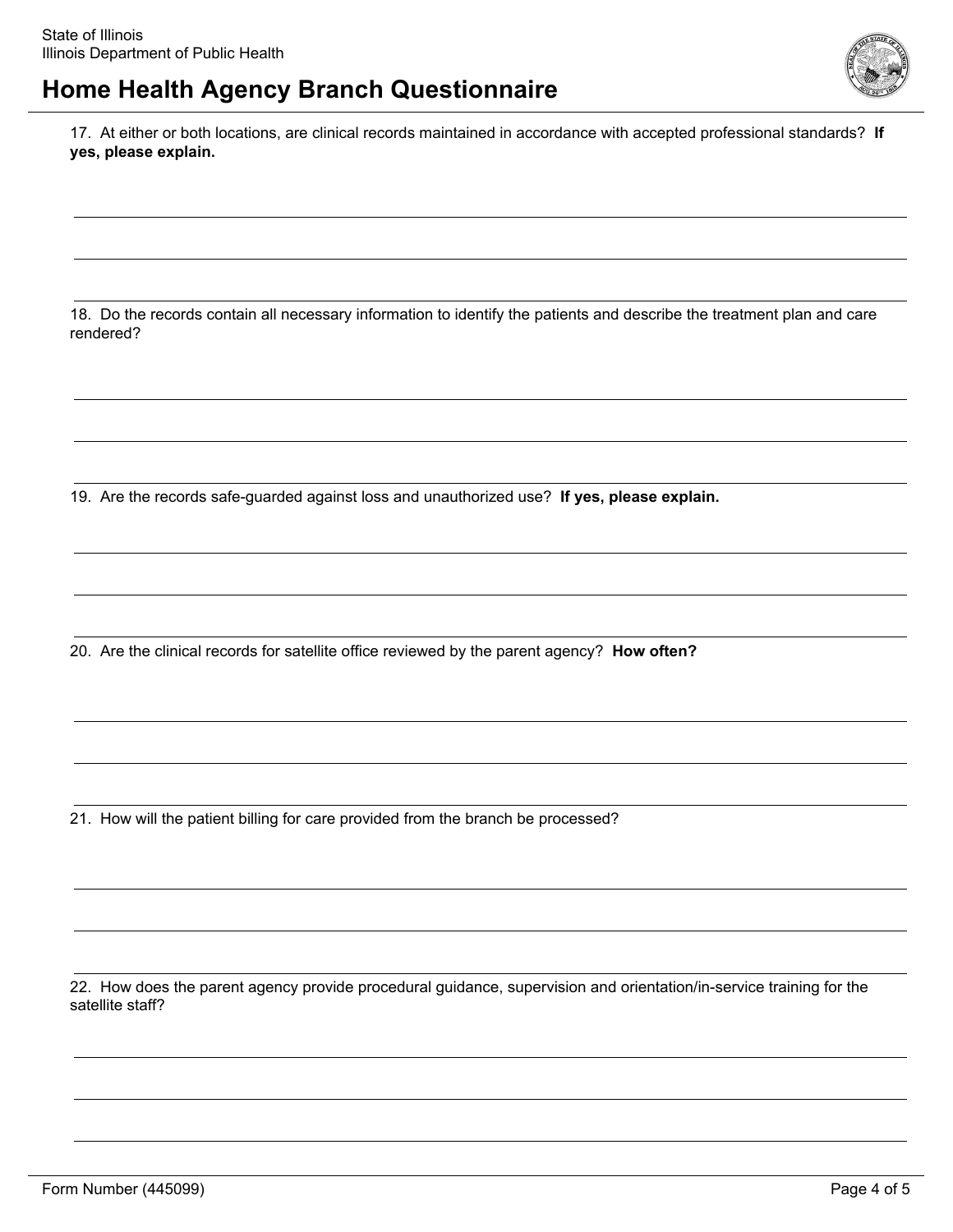17. At either or both locations, are clinical records maintained in accordance with accepted professional standards? **If yes, please explain.**

18. Do the records contain all necessary information to identify the patients and describe the treatment plan and care rendered?

19. Are the records safe-guarded against loss and unauthorized use? **If yes, please explain.**

20. Are the clinical records for satellite office reviewed by the parent agency? **How often?**

21. How will the patient billing for care provided from the branch be processed?

22. How does the parent agency provide procedural guidance, supervision and orientation/in-service training for the satellite staff?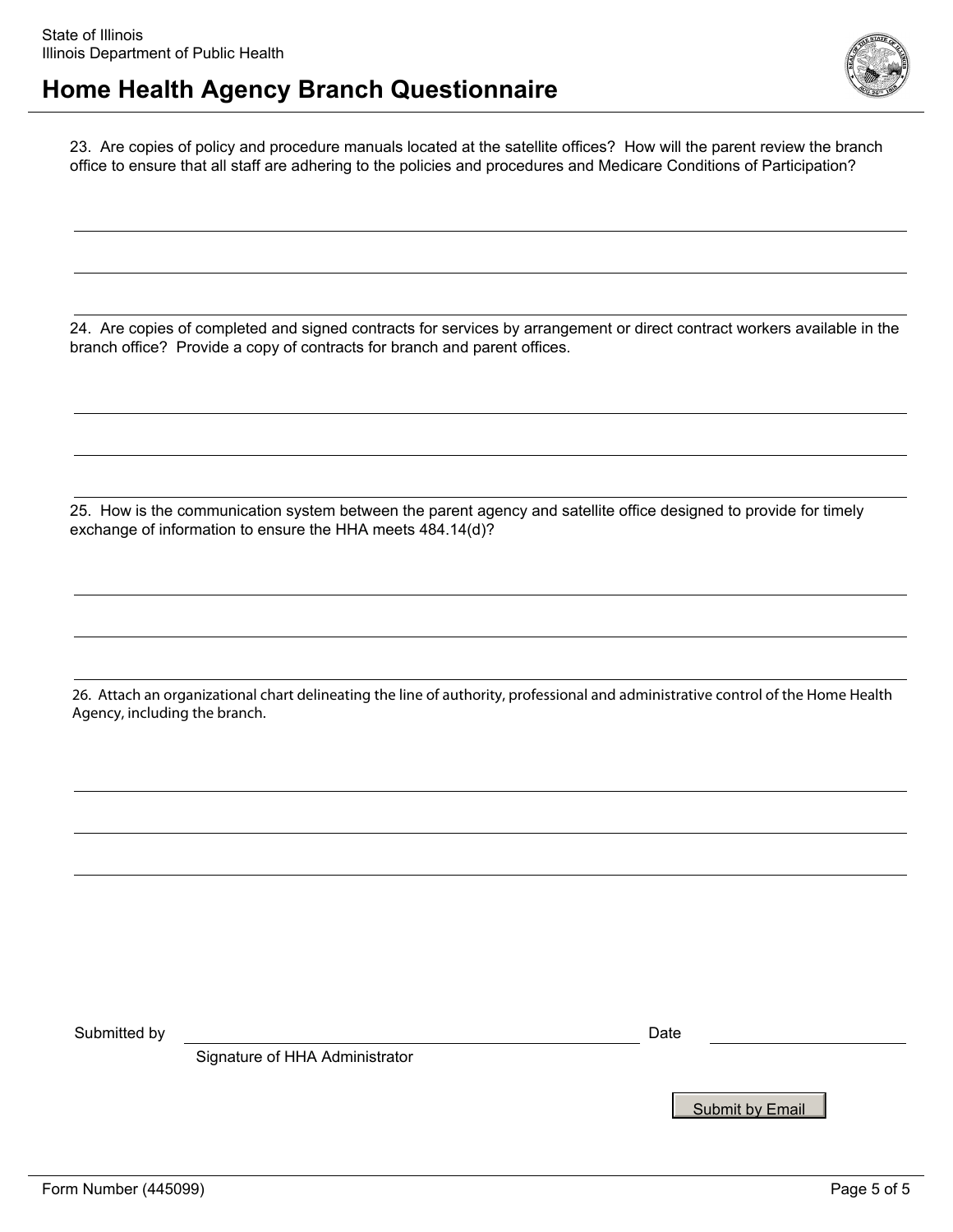State of Illinois
Illinois Department of Public Health

# Home Health Agency Branch Questionnaire

23. Are copies of policy and procedure manuals located at the satellite offices? How will the parent review the branch office to ensure that all staff are adhering to the policies and procedures and Medicare Conditions of Participation?

24. Are copies of completed and signed contracts for services by arrangement or direct contract workers available in the branch office? Provide a copy of contracts for branch and parent offices.

25. How is the communication system between the parent agency and satellite office designed to provide for timely exchange of information to ensure the HHA meets 484.14(d)?

26. Attach an organizational chart delineating the line of authority, professional and administrative control of the Home Health Agency, including the branch.

Submitted by ______________________________ Date ______________

Signature of HHA Administrator

Submit by Email

Form Number (445099)